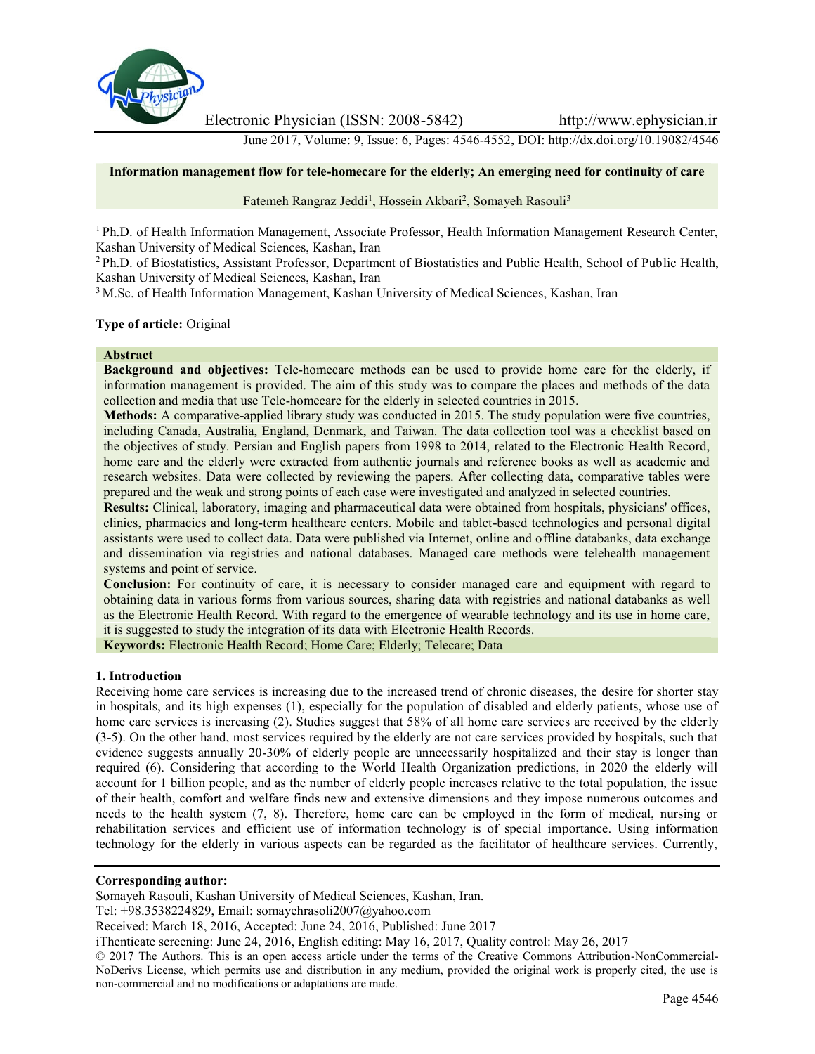# Information management flow for tele-homecare for the elderly; An emerging need for continuity of care

Fatemeh Rangraz Jeddi[1], Hossein Akbari[2], Somayeh Rasouli[3]

[1] Ph.D. of Health Information Management, Associate Professor, Health Information Management Research Center, Kashan University of Medical Sciences, Kashan, Iran

[2] Ph.D. of Biostatistics, Assistant Professor, Department of Biostatistics and Public Health, School of Public Health, Kashan University of Medical Sciences, Kashan, Iran

[3] M.Sc. of Health Information Management, Kashan University of Medical Sciences, Kashan, Iran

**Type of article:** Original

## Abstract

**Background and objectives:** Tele-homecare methods can be used to provide home care for the elderly, if information management is provided. The aim of this study was to compare the places and methods of the data collection and media that use Tele-homecare for the elderly in selected countries in 2015.

**Methods:** A comparative-applied library study was conducted in 2015. The study population were five countries, including Canada, Australia, England, Denmark, and Taiwan. The data collection tool was a checklist based on the objectives of study. Persian and English papers from 1998 to 2014, related to the Electronic Health Record, home care and the elderly were extracted from authentic journals and reference books as well as academic and research websites. Data were collected by reviewing the papers. After collecting data, comparative tables were prepared and the weak and strong points of each case were investigated and analyzed in selected countries.

**Results:** Clinical, laboratory, imaging and pharmaceutical data were obtained from hospitals, physicians' offices, clinics, pharmacies and long-term healthcare centers. Mobile and tablet-based technologies and personal digital assistants were used to collect data. Data were published via Internet, online and offline databanks, data exchange and dissemination via registries and national databases. Managed care methods were telehealth management systems and point of service.

**Conclusion:** For continuity of care, it is necessary to consider managed care and equipment with regard to obtaining data in various forms from various sources, sharing data with registries and national databanks as well as the Electronic Health Record. With regard to the emergence of wearable technology and its use in home care, it is suggested to study the integration of its data with Electronic Health Records.

**Keywords:** Electronic Health Record; Home Care; Elderly; Telecare; Data

## 1. Introduction

Receiving home care services is increasing due to the increased trend of chronic diseases, the desire for shorter stay in hospitals, and its high expenses (1), especially for the population of disabled and elderly patients, whose use of home care services is increasing (2). Studies suggest that 58% of all home care services are received by the elderly (3-5). On the other hand, most services required by the elderly are not care services provided by hospitals, such that evidence suggests annually 20-30% of elderly people are unnecessarily hospitalized and their stay is longer than required (6). Considering that according to the World Health Organization predictions, in 2020 the elderly will account for 1 billion people, and as the number of elderly people increases relative to the total population, the issue of their health, comfort and welfare finds new and extensive dimensions and they impose numerous outcomes and needs to the health system (7, 8). Therefore, home care can be employed in the form of medical, nursing or rehabilitation services and efficient use of information technology is of special importance. Using information technology for the elderly in various aspects can be regarded as the facilitator of healthcare services. Currently,

**Corresponding author:**
Somayeh Rasouli, Kashan University of Medical Sciences, Kashan, Iran.
Tel: +98.3538224829, Email: somayehrasoli2007@yahoo.com
Received: March 18, 2016, Accepted: June 24, 2016, Published: June 2017
iThenticate screening: June 24, 2016, English editing: May 16, 2017, Quality control: May 26, 2017
© 2017 The Authors. This is an open access article under the terms of the Creative Commons Attribution-NonCommercial-NoDerivs License, which permits use and distribution in any medium, provided the original work is properly cited, the use is non-commercial and no modifications or adaptations are made.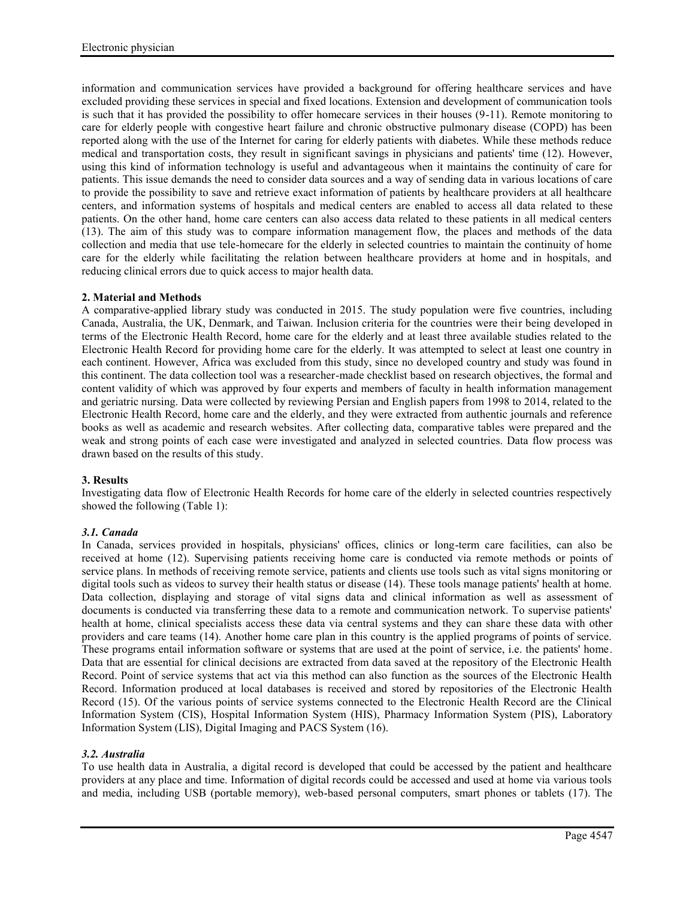information and communication services have provided a background for offering healthcare services and have excluded providing these services in special and fixed locations. Extension and development of communication tools is such that it has provided the possibility to offer homecare services in their houses (9-11). Remote monitoring to care for elderly people with congestive heart failure and chronic obstructive pulmonary disease (COPD) has been reported along with the use of the Internet for caring for elderly patients with diabetes. While these methods reduce medical and transportation costs, they result in significant savings in physicians and patients' time (12). However, using this kind of information technology is useful and advantageous when it maintains the continuity of care for patients. This issue demands the need to consider data sources and a way of sending data in various locations of care to provide the possibility to save and retrieve exact information of patients by healthcare providers at all healthcare centers, and information systems of hospitals and medical centers are enabled to access all data related to these patients. On the other hand, home care centers can also access data related to these patients in all medical centers (13). The aim of this study was to compare information management flow, the places and methods of the data collection and media that use tele-homecare for the elderly in selected countries to maintain the continuity of home care for the elderly while facilitating the relation between healthcare providers at home and in hospitals, and reducing clinical errors due to quick access to major health data.

## 2. Material and Methods

A comparative-applied library study was conducted in 2015. The study population were five countries, including Canada, Australia, the UK, Denmark, and Taiwan. Inclusion criteria for the countries were their being developed in terms of the Electronic Health Record, home care for the elderly and at least three available studies related to the Electronic Health Record for providing home care for the elderly. It was attempted to select at least one country in each continent. However, Africa was excluded from this study, since no developed country and study was found in this continent. The data collection tool was a researcher-made checklist based on research objectives, the formal and content validity of which was approved by four experts and members of faculty in health information management and geriatric nursing. Data were collected by reviewing Persian and English papers from 1998 to 2014, related to the Electronic Health Record, home care and the elderly, and they were extracted from authentic journals and reference books as well as academic and research websites. After collecting data, comparative tables were prepared and the weak and strong points of each case were investigated and analyzed in selected countries. Data flow process was drawn based on the results of this study.

## 3. Results

Investigating data flow of Electronic Health Records for home care of the elderly in selected countries respectively showed the following (Table 1):

### *3.1. Canada*

In Canada, services provided in hospitals, physicians' offices, clinics or long-term care facilities, can also be received at home (12). Supervising patients receiving home care is conducted via remote methods or points of service plans. In methods of receiving remote service, patients and clients use tools such as vital signs monitoring or digital tools such as videos to survey their health status or disease (14). These tools manage patients' health at home. Data collection, displaying and storage of vital signs data and clinical information as well as assessment of documents is conducted via transferring these data to a remote and communication network. To supervise patients' health at home, clinical specialists access these data via central systems and they can share these data with other providers and care teams (14). Another home care plan in this country is the applied programs of points of service. These programs entail information software or systems that are used at the point of service, i.e. the patients' home. Data that are essential for clinical decisions are extracted from data saved at the repository of the Electronic Health Record. Point of service systems that act via this method can also function as the sources of the Electronic Health Record. Information produced at local databases is received and stored by repositories of the Electronic Health Record (15). Of the various points of service systems connected to the Electronic Health Record are the Clinical Information System (CIS), Hospital Information System (HIS), Pharmacy Information System (PIS), Laboratory Information System (LIS), Digital Imaging and PACS System (16).

### *3.2. Australia*

To use health data in Australia, a digital record is developed that could be accessed by the patient and healthcare providers at any place and time. Information of digital records could be accessed and used at home via various tools and media, including USB (portable memory), web-based personal computers, smart phones or tablets (17). The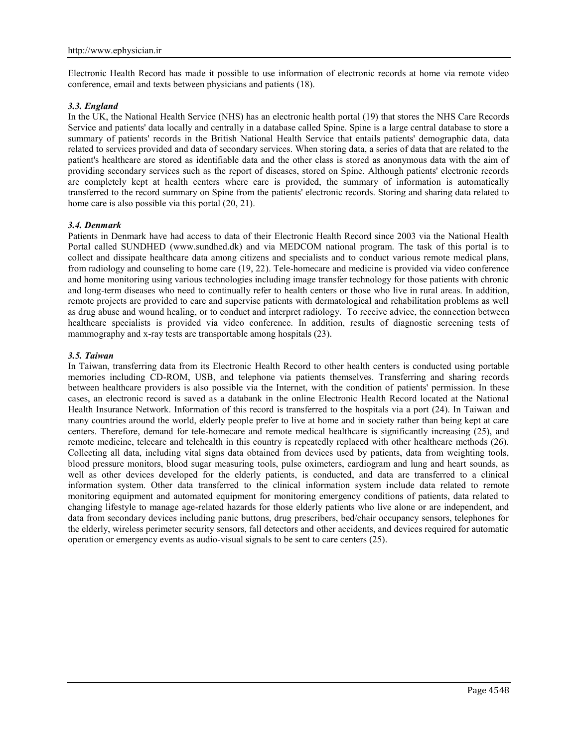Electronic Health Record has made it possible to use information of electronic records at home via remote video conference, email and texts between physicians and patients (18).

### *3.3. England*

In the UK, the National Health Service (NHS) has an electronic health portal (19) that stores the NHS Care Records Service and patients' data locally and centrally in a database called Spine. Spine is a large central database to store a summary of patients' records in the British National Health Service that entails patients' demographic data, data related to services provided and data of secondary services. When storing data, a series of data that are related to the patient's healthcare are stored as identifiable data and the other class is stored as anonymous data with the aim of providing secondary services such as the report of diseases, stored on Spine. Although patients' electronic records are completely kept at health centers where care is provided, the summary of information is automatically transferred to the record summary on Spine from the patients' electronic records. Storing and sharing data related to home care is also possible via this portal (20, 21).

### *3.4. Denmark*

Patients in Denmark have had access to data of their Electronic Health Record since 2003 via the National Health Portal called SUNDHED (www.sundhed.dk) and via MEDCOM national program. The task of this portal is to collect and dissipate healthcare data among citizens and specialists and to conduct various remote medical plans, from radiology and counseling to home care (19, 22). Tele-homecare and medicine is provided via video conference and home monitoring using various technologies including image transfer technology for those patients with chronic and long-term diseases who need to continually refer to health centers or those who live in rural areas. In addition, remote projects are provided to care and supervise patients with dermatological and rehabilitation problems as well as drug abuse and wound healing, or to conduct and interpret radiology. To receive advice, the connection between healthcare specialists is provided via video conference. In addition, results of diagnostic screening tests of mammography and x-ray tests are transportable among hospitals (23).

### *3.5. Taiwan*

In Taiwan, transferring data from its Electronic Health Record to other health centers is conducted using portable memories including CD-ROM, USB, and telephone via patients themselves. Transferring and sharing records between healthcare providers is also possible via the Internet, with the condition of patients' permission. In these cases, an electronic record is saved as a databank in the online Electronic Health Record located at the National Health Insurance Network. Information of this record is transferred to the hospitals via a port (24). In Taiwan and many countries around the world, elderly people prefer to live at home and in society rather than being kept at care centers. Therefore, demand for tele-homecare and remote medical healthcare is significantly increasing (25), and remote medicine, telecare and telehealth in this country is repeatedly replaced with other healthcare methods (26). Collecting all data, including vital signs data obtained from devices used by patients, data from weighting tools, blood pressure monitors, blood sugar measuring tools, pulse oximeters, cardiogram and lung and heart sounds, as well as other devices developed for the elderly patients, is conducted, and data are transferred to a clinical information system. Other data transferred to the clinical information system include data related to remote monitoring equipment and automated equipment for monitoring emergency conditions of patients, data related to changing lifestyle to manage age-related hazards for those elderly patients who live alone or are independent, and data from secondary devices including panic buttons, drug prescribers, bed/chair occupancy sensors, telephones for the elderly, wireless perimeter security sensors, fall detectors and other accidents, and devices required for automatic operation or emergency events as audio-visual signals to be sent to care centers (25).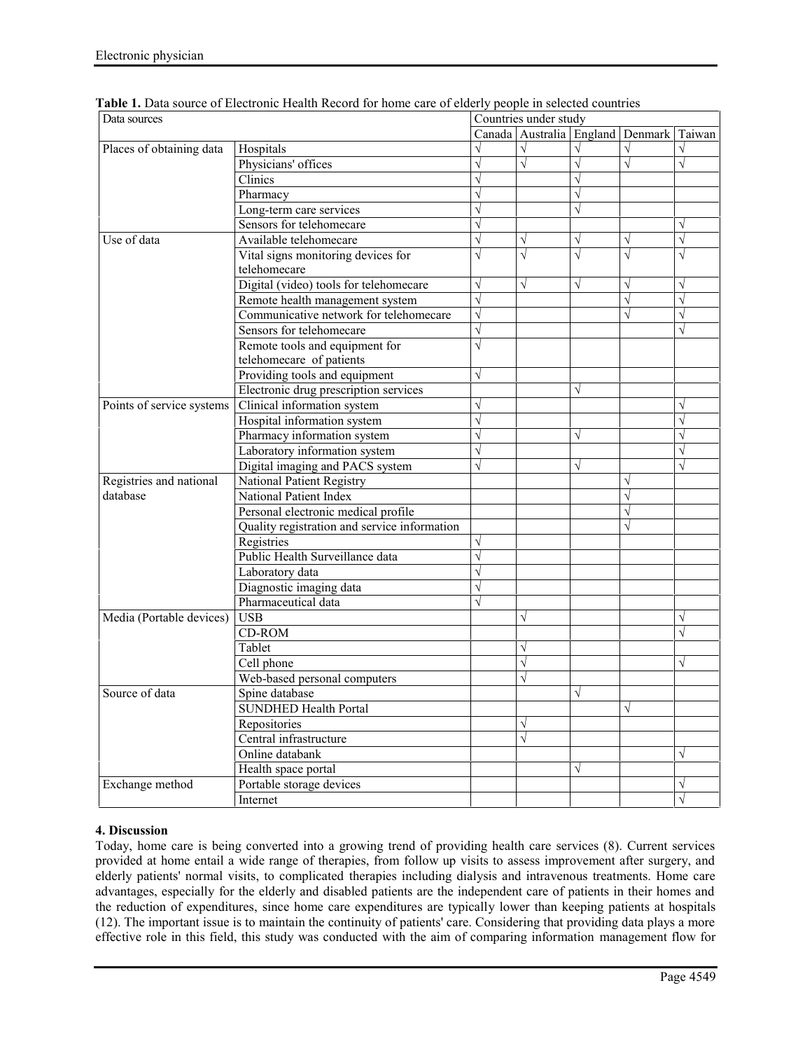**Table 1.** Data source of Electronic Health Record for home care of elderly people in selected countries

| Data sources | | Countries under study | | | | |
|---|---|---|---|---|---|---|
| | | Canada | Australia | England | Denmark | Taiwan |
| Places of obtaining data | Hospitals | √ | √ | √ | √ | √ |
| | Physicians' offices | √ | √ | √ | √ | √ |
| | Clinics | √ | | √ | | |
| | Pharmacy | √ | | √ | | |
| | Long-term care services | √ | | √ | | |
| | Sensors for telehomecare | √ | | | | √ |
| Use of data | Available telehomecare | √ | √ | √ | √ | √ |
| | Vital signs monitoring devices for telehomecare | √ | √ | √ | √ | √ |
| | Digital (video) tools for telehomecare | √ | √ | √ | √ | √ |
| | Remote health management system | √ | | | √ | √ |
| | Communicative network for telehomecare | √ | | | √ | √ |
| | Sensors for telehomecare | √ | | | | √ |
| | Remote tools and equipment for telehomecare of patients | √ | | | | |
| | Providing tools and equipment | √ | | | | |
| | Electronic drug prescription services | | | √ | | |
| Points of service systems | Clinical information system | √ | | | | √ |
| | Hospital information system | √ | | | | √ |
| | Pharmacy information system | √ | | √ | | √ |
| | Laboratory information system | √ | | | | √ |
| | Digital imaging and PACS system | √ | | √ | | √ |
| Registries and national database | National Patient Registry | | | | √ | |
| | National Patient Index | | | | √ | |
| | Personal electronic medical profile | | | | √ | |
| | Quality registration and service information | | | | √ | |
| | Registries | √ | | | | |
| | Public Health Surveillance data | √ | | | | |
| | Laboratory data | √ | | | | |
| | Diagnostic imaging data | √ | | | | |
| | Pharmaceutical data | √ | | | | |
| Media (Portable devices) | USB | | √ | | | √ |
| | CD-ROM | | | | | √ |
| | Tablet | | √ | | | |
| | Cell phone | | √ | | | √ |
| | Web-based personal computers | | √ | | | |
| Source of data | Spine database | | | √ | | |
| | SUNDHED Health Portal | | | | √ | |
| | Repositories | | √ | | | |
| | Central infrastructure | | √ | | | |
| | Online databank | | | | | √ |
| | Health space portal | | | √ | | |
| Exchange method | Portable storage devices | | | | | √ |
| | Internet | | | | | √ |

## 4. Discussion

Today, home care is being converted into a growing trend of providing health care services (8). Current services provided at home entail a wide range of therapies, from follow up visits to assess improvement after surgery, and elderly patients' normal visits, to complicated therapies including dialysis and intravenous treatments. Home care advantages, especially for the elderly and disabled patients are the independent care of patients in their homes and the reduction of expenditures, since home care expenditures are typically lower than keeping patients at hospitals (12). The important issue is to maintain the continuity of patients' care. Considering that providing data plays a more effective role in this field, this study was conducted with the aim of comparing information management flow for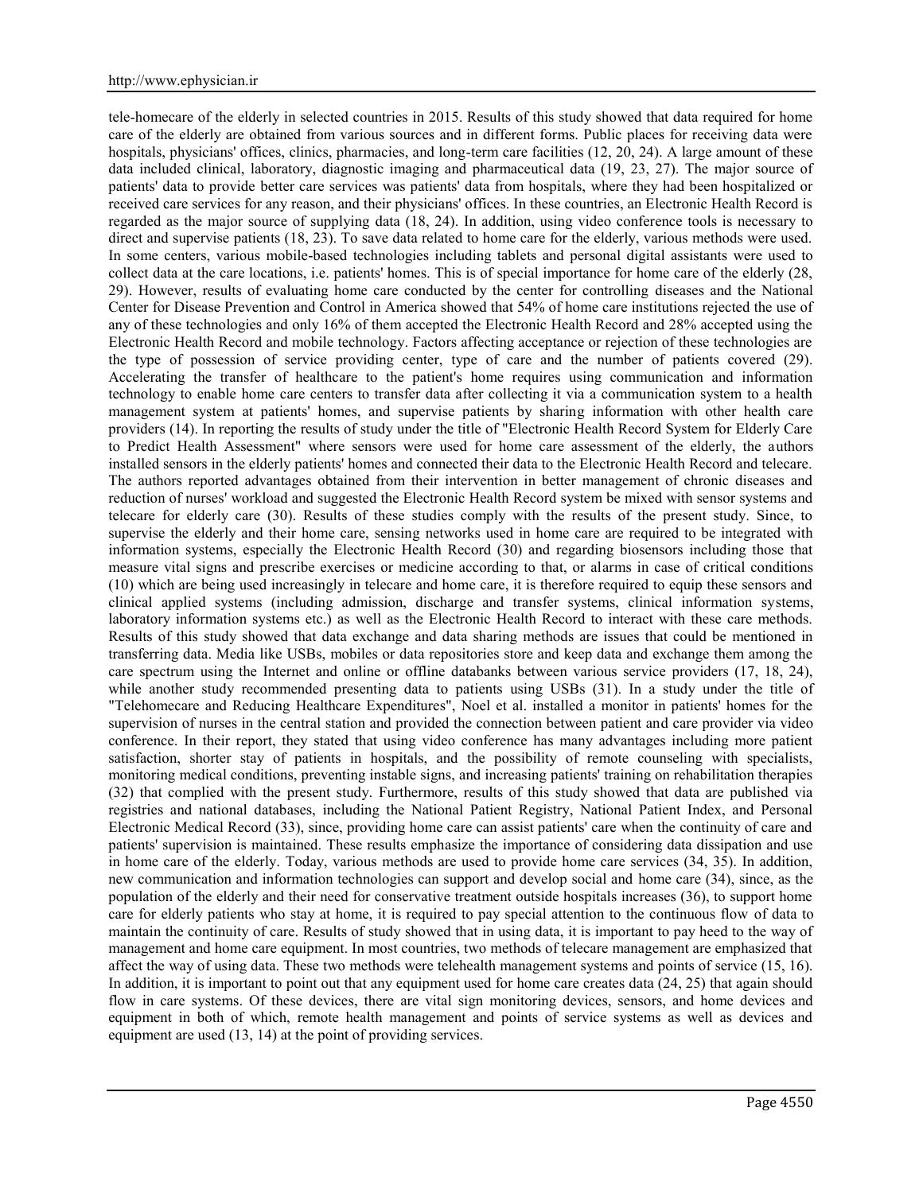tele-homecare of the elderly in selected countries in 2015. Results of this study showed that data required for home care of the elderly are obtained from various sources and in different forms. Public places for receiving data were hospitals, physicians' offices, clinics, pharmacies, and long-term care facilities (12, 20, 24). A large amount of these data included clinical, laboratory, diagnostic imaging and pharmaceutical data (19, 23, 27). The major source of patients' data to provide better care services was patients' data from hospitals, where they had been hospitalized or received care services for any reason, and their physicians' offices. In these countries, an Electronic Health Record is regarded as the major source of supplying data (18, 24). In addition, using video conference tools is necessary to direct and supervise patients (18, 23). To save data related to home care for the elderly, various methods were used. In some centers, various mobile-based technologies including tablets and personal digital assistants were used to collect data at the care locations, i.e. patients' homes. This is of special importance for home care of the elderly (28, 29). However, results of evaluating home care conducted by the center for controlling diseases and the National Center for Disease Prevention and Control in America showed that 54% of home care institutions rejected the use of any of these technologies and only 16% of them accepted the Electronic Health Record and 28% accepted using the Electronic Health Record and mobile technology. Factors affecting acceptance or rejection of these technologies are the type of possession of service providing center, type of care and the number of patients covered (29). Accelerating the transfer of healthcare to the patient's home requires using communication and information technology to enable home care centers to transfer data after collecting it via a communication system to a health management system at patients' homes, and supervise patients by sharing information with other health care providers (14). In reporting the results of study under the title of "Electronic Health Record System for Elderly Care to Predict Health Assessment" where sensors were used for home care assessment of the elderly, the authors installed sensors in the elderly patients' homes and connected their data to the Electronic Health Record and telecare. The authors reported advantages obtained from their intervention in better management of chronic diseases and reduction of nurses' workload and suggested the Electronic Health Record system be mixed with sensor systems and telecare for elderly care (30). Results of these studies comply with the results of the present study. Since, to supervise the elderly and their home care, sensing networks used in home care are required to be integrated with information systems, especially the Electronic Health Record (30) and regarding biosensors including those that measure vital signs and prescribe exercises or medicine according to that, or alarms in case of critical conditions (10) which are being used increasingly in telecare and home care, it is therefore required to equip these sensors and clinical applied systems (including admission, discharge and transfer systems, clinical information systems, laboratory information systems etc.) as well as the Electronic Health Record to interact with these care methods. Results of this study showed that data exchange and data sharing methods are issues that could be mentioned in transferring data. Media like USBs, mobiles or data repositories store and keep data and exchange them among the care spectrum using the Internet and online or offline databanks between various service providers (17, 18, 24), while another study recommended presenting data to patients using USBs (31). In a study under the title of "Telehomecare and Reducing Healthcare Expenditures", Noel et al. installed a monitor in patients' homes for the supervision of nurses in the central station and provided the connection between patient and care provider via video conference. In their report, they stated that using video conference has many advantages including more patient satisfaction, shorter stay of patients in hospitals, and the possibility of remote counseling with specialists, monitoring medical conditions, preventing instable signs, and increasing patients' training on rehabilitation therapies (32) that complied with the present study. Furthermore, results of this study showed that data are published via registries and national databases, including the National Patient Registry, National Patient Index, and Personal Electronic Medical Record (33), since, providing home care can assist patients' care when the continuity of care and patients' supervision is maintained. These results emphasize the importance of considering data dissipation and use in home care of the elderly. Today, various methods are used to provide home care services (34, 35). In addition, new communication and information technologies can support and develop social and home care (34), since, as the population of the elderly and their need for conservative treatment outside hospitals increases (36), to support home care for elderly patients who stay at home, it is required to pay special attention to the continuous flow of data to maintain the continuity of care. Results of study showed that in using data, it is important to pay heed to the way of management and home care equipment. In most countries, two methods of telecare management are emphasized that affect the way of using data. These two methods were telehealth management systems and points of service (15, 16). In addition, it is important to point out that any equipment used for home care creates data (24, 25) that again should flow in care systems. Of these devices, there are vital sign monitoring devices, sensors, and home devices and equipment in both of which, remote health management and points of service systems as well as devices and equipment are used (13, 14) at the point of providing services.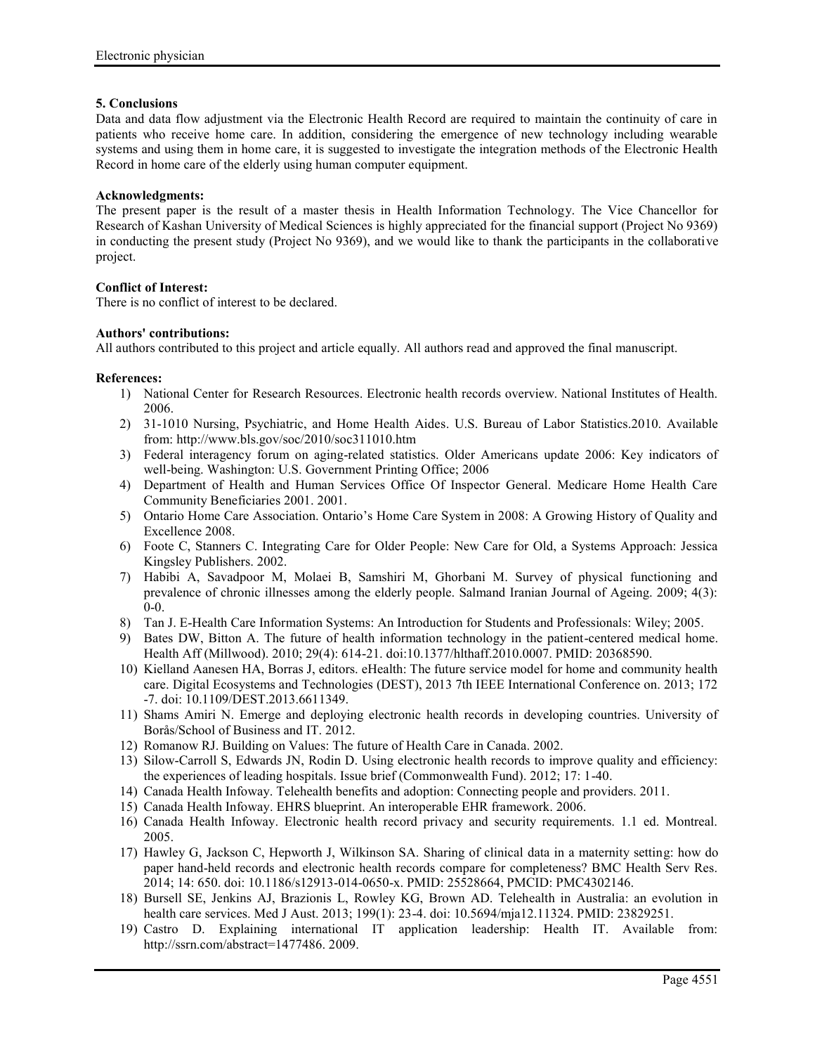## 5. Conclusions

Data and data flow adjustment via the Electronic Health Record are required to maintain the continuity of care in patients who receive home care. In addition, considering the emergence of new technology including wearable systems and using them in home care, it is suggested to investigate the integration methods of the Electronic Health Record in home care of the elderly using human computer equipment.

**Acknowledgments:**

The present paper is the result of a master thesis in Health Information Technology. The Vice Chancellor for Research of Kashan University of Medical Sciences is highly appreciated for the financial support (Project No 9369) in conducting the present study (Project No 9369), and we would like to thank the participants in the collaborative project.

**Conflict of Interest:**

There is no conflict of interest to be declared.

**Authors' contributions:**

All authors contributed to this project and article equally. All authors read and approved the final manuscript.

**References:**

1) National Center for Research Resources. Electronic health records overview. National Institutes of Health. 2006.
2) 31-1010 Nursing, Psychiatric, and Home Health Aides. U.S. Bureau of Labor Statistics.2010. Available from: http://www.bls.gov/soc/2010/soc311010.htm
3) Federal interagency forum on aging-related statistics. Older Americans update 2006: Key indicators of well-being. Washington: U.S. Government Printing Office; 2006
4) Department of Health and Human Services Office Of Inspector General. Medicare Home Health Care Community Beneficiaries 2001. 2001.
5) Ontario Home Care Association. Ontario's Home Care System in 2008: A Growing History of Quality and Excellence 2008.
6) Foote C, Stanners C. Integrating Care for Older People: New Care for Old, a Systems Approach: Jessica Kingsley Publishers. 2002.
7) Habibi A, Savadpoor M, Molaei B, Samshiri M, Ghorbani M. Survey of physical functioning and prevalence of chronic illnesses among the elderly people. Salmand Iranian Journal of Ageing. 2009; 4(3): 0-0.
8) Tan J. E-Health Care Information Systems: An Introduction for Students and Professionals: Wiley; 2005.
9) Bates DW, Bitton A. The future of health information technology in the patient-centered medical home. Health Aff (Millwood). 2010; 29(4): 614-21. doi:10.1377/hlthaff.2010.0007. PMID: 20368590.
10) Kielland Aanesen HA, Borras J, editors. eHealth: The future service model for home and community health care. Digital Ecosystems and Technologies (DEST), 2013 7th IEEE International Conference on. 2013; 172 -7. doi: 10.1109/DEST.2013.6611349.
11) Shams Amiri N. Emerge and deploying electronic health records in developing countries. University of Borås/School of Business and IT. 2012.
12) Romanow RJ. Building on Values: The future of Health Care in Canada. 2002.
13) Silow-Carroll S, Edwards JN, Rodin D. Using electronic health records to improve quality and efficiency: the experiences of leading hospitals. Issue brief (Commonwealth Fund). 2012; 17: 1-40.
14) Canada Health Infoway. Telehealth benefits and adoption: Connecting people and providers. 2011.
15) Canada Health Infoway. EHRS blueprint. An interoperable EHR framework. 2006.
16) Canada Health Infoway. Electronic health record privacy and security requirements. 1.1 ed. Montreal. 2005.
17) Hawley G, Jackson C, Hepworth J, Wilkinson SA. Sharing of clinical data in a maternity setting: how do paper hand-held records and electronic health records compare for completeness? BMC Health Serv Res. 2014; 14: 650. doi: 10.1186/s12913-014-0650-x. PMID: 25528664, PMCID: PMC4302146.
18) Bursell SE, Jenkins AJ, Brazionis L, Rowley KG, Brown AD. Telehealth in Australia: an evolution in health care services. Med J Aust. 2013; 199(1): 23-4. doi: 10.5694/mja12.11324. PMID: 23829251.
19) Castro D. Explaining international IT application leadership: Health IT. Available from: http://ssrn.com/abstract=1477486. 2009.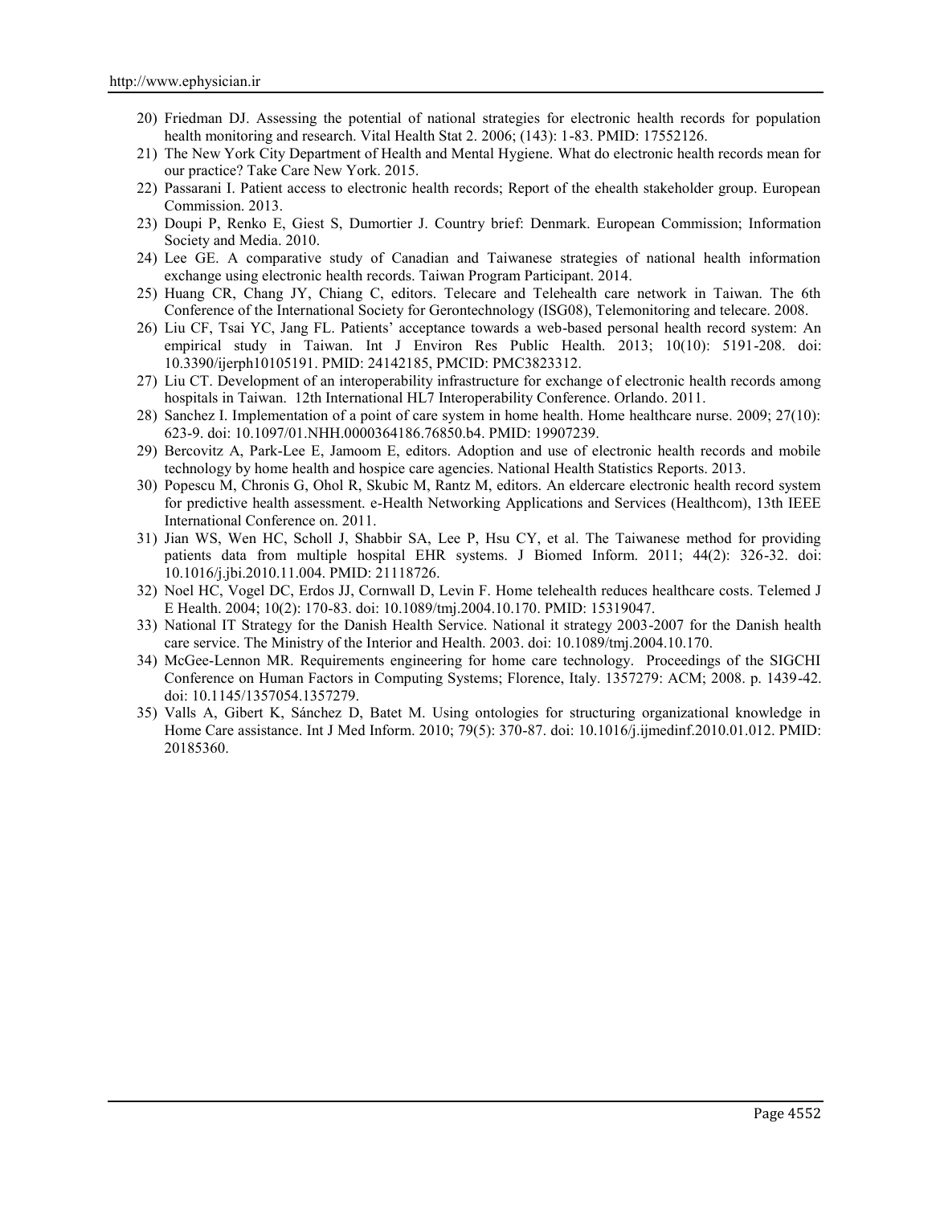20) Friedman DJ. Assessing the potential of national strategies for electronic health records for population health monitoring and research. Vital Health Stat 2. 2006; (143): 1-83. PMID: 17552126.
21) The New York City Department of Health and Mental Hygiene. What do electronic health records mean for our practice? Take Care New York. 2015.
22) Passarani I. Patient access to electronic health records; Report of the ehealth stakeholder group. European Commission. 2013.
23) Doupi P, Renko E, Giest S, Dumortier J. Country brief: Denmark. European Commission; Information Society and Media. 2010.
24) Lee GE. A comparative study of Canadian and Taiwanese strategies of national health information exchange using electronic health records. Taiwan Program Participant. 2014.
25) Huang CR, Chang JY, Chiang C, editors. Telecare and Telehealth care network in Taiwan. The 6th Conference of the International Society for Gerontechnology (ISG08), Telemonitoring and telecare. 2008.
26) Liu CF, Tsai YC, Jang FL. Patients' acceptance towards a web-based personal health record system: An empirical study in Taiwan. Int J Environ Res Public Health. 2013; 10(10): 5191-208. doi: 10.3390/ijerph10105191. PMID: 24142185, PMCID: PMC3823312.
27) Liu CT. Development of an interoperability infrastructure for exchange of electronic health records among hospitals in Taiwan. 12th International HL7 Interoperability Conference. Orlando. 2011.
28) Sanchez I. Implementation of a point of care system in home health. Home healthcare nurse. 2009; 27(10): 623-9. doi: 10.1097/01.NHH.0000364186.76850.b4. PMID: 19907239.
29) Bercovitz A, Park-Lee E, Jamoom E, editors. Adoption and use of electronic health records and mobile technology by home health and hospice care agencies. National Health Statistics Reports. 2013.
30) Popescu M, Chronis G, Ohol R, Skubic M, Rantz M, editors. An eldercare electronic health record system for predictive health assessment. e-Health Networking Applications and Services (Healthcom), 13th IEEE International Conference on. 2011.
31) Jian WS, Wen HC, Scholl J, Shabbir SA, Lee P, Hsu CY, et al. The Taiwanese method for providing patients data from multiple hospital EHR systems. J Biomed Inform. 2011; 44(2): 326-32. doi: 10.1016/j.jbi.2010.11.004. PMID: 21118726.
32) Noel HC, Vogel DC, Erdos JJ, Cornwall D, Levin F. Home telehealth reduces healthcare costs. Telemed J E Health. 2004; 10(2): 170-83. doi: 10.1089/tmj.2004.10.170. PMID: 15319047.
33) National IT Strategy for the Danish Health Service. National it strategy 2003-2007 for the Danish health care service. The Ministry of the Interior and Health. 2003. doi: 10.1089/tmj.2004.10.170.
34) McGee-Lennon MR. Requirements engineering for home care technology. Proceedings of the SIGCHI Conference on Human Factors in Computing Systems; Florence, Italy. 1357279: ACM; 2008. p. 1439-42. doi: 10.1145/1357054.1357279.
35) Valls A, Gibert K, Sánchez D, Batet M. Using ontologies for structuring organizational knowledge in Home Care assistance. Int J Med Inform. 2010; 79(5): 370-87. doi: 10.1016/j.ijmedinf.2010.01.012. PMID: 20185360.